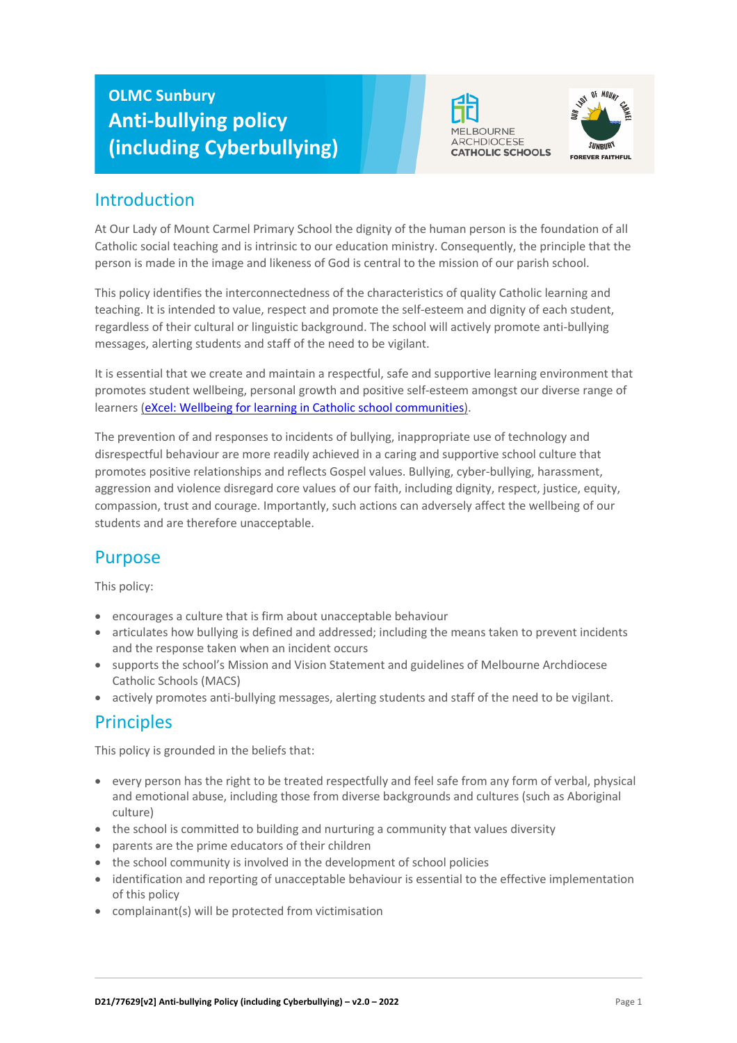# OLMC Sunbury
# Anti-bullying policy (including Cyberbullying)

MELBOURNE ARCHDIOCESE CATHOLIC SCHOOLS

OUR LADY OF MOUNT CARMEL SUNBURY FOREVER FAITHFUL

## Introduction

At Our Lady of Mount Carmel Primary School the dignity of the human person is the foundation of all Catholic social teaching and is intrinsic to our education ministry. Consequently, the principle that the person is made in the image and likeness of God is central to the mission of our parish school.

This policy identifies the interconnectedness of the characteristics of quality Catholic learning and teaching. It is intended to value, respect and promote the self-esteem and dignity of each student, regardless of their cultural or linguistic background. The school will actively promote anti-bullying messages, alerting students and staff of the need to be vigilant.

It is essential that we create and maintain a respectful, safe and supportive learning environment that promotes student wellbeing, personal growth and positive self-esteem amongst our diverse range of learners (eXcel: Wellbeing for learning in Catholic school communities).

The prevention of and responses to incidents of bullying, inappropriate use of technology and disrespectful behaviour are more readily achieved in a caring and supportive school culture that promotes positive relationships and reflects Gospel values. Bullying, cyber-bullying, harassment, aggression and violence disregard core values of our faith, including dignity, respect, justice, equity, compassion, trust and courage. Importantly, such actions can adversely affect the wellbeing of our students and are therefore unacceptable.

## Purpose

This policy:

- encourages a culture that is firm about unacceptable behaviour
- articulates how bullying is defined and addressed; including the means taken to prevent incidents and the response taken when an incident occurs
- supports the school's Mission and Vision Statement and guidelines of Melbourne Archdiocese Catholic Schools (MACS)
- actively promotes anti-bullying messages, alerting students and staff of the need to be vigilant.

## Principles

This policy is grounded in the beliefs that:

- every person has the right to be treated respectfully and feel safe from any form of verbal, physical and emotional abuse, including those from diverse backgrounds and cultures (such as Aboriginal culture)
- the school is committed to building and nurturing a community that values diversity
- parents are the prime educators of their children
- the school community is involved in the development of school policies
- identification and reporting of unacceptable behaviour is essential to the effective implementation of this policy
- complainant(s) will be protected from victimisation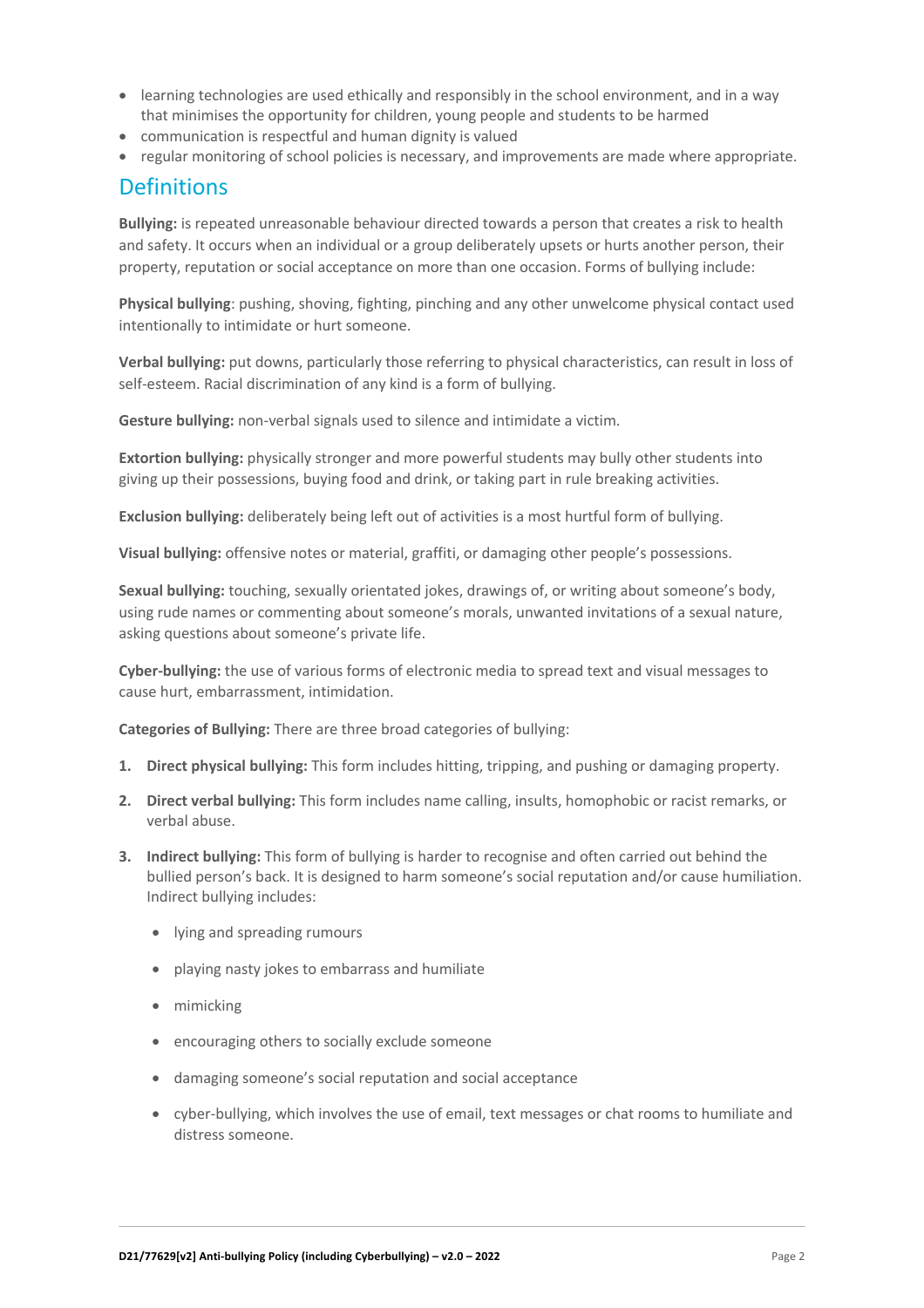- learning technologies are used ethically and responsibly in the school environment, and in a way that minimises the opportunity for children, young people and students to be harmed
- communication is respectful and human dignity is valued
- regular monitoring of school policies is necessary, and improvements are made where appropriate.

## Definitions

**Bullying:** is repeated unreasonable behaviour directed towards a person that creates a risk to health and safety. It occurs when an individual or a group deliberately upsets or hurts another person, their property, reputation or social acceptance on more than one occasion. Forms of bullying include:

**Physical bullying**: pushing, shoving, fighting, pinching and any other unwelcome physical contact used intentionally to intimidate or hurt someone.

**Verbal bullying:** put downs, particularly those referring to physical characteristics, can result in loss of self-esteem. Racial discrimination of any kind is a form of bullying.

**Gesture bullying:** non-verbal signals used to silence and intimidate a victim.

**Extortion bullying:** physically stronger and more powerful students may bully other students into giving up their possessions, buying food and drink, or taking part in rule breaking activities.

**Exclusion bullying:** deliberately being left out of activities is a most hurtful form of bullying.

**Visual bullying:** offensive notes or material, graffiti, or damaging other people's possessions.

**Sexual bullying:** touching, sexually orientated jokes, drawings of, or writing about someone's body, using rude names or commenting about someone's morals, unwanted invitations of a sexual nature, asking questions about someone's private life.

**Cyber-bullying:** the use of various forms of electronic media to spread text and visual messages to cause hurt, embarrassment, intimidation.

**Categories of Bullying:** There are three broad categories of bullying:

1. **Direct physical bullying:** This form includes hitting, tripping, and pushing or damaging property.
2. **Direct verbal bullying:** This form includes name calling, insults, homophobic or racist remarks, or verbal abuse.
3. **Indirect bullying:** This form of bullying is harder to recognise and often carried out behind the bullied person's back. It is designed to harm someone's social reputation and/or cause humiliation. Indirect bullying includes:
   - lying and spreading rumours
   - playing nasty jokes to embarrass and humiliate
   - mimicking
   - encouraging others to socially exclude someone
   - damaging someone's social reputation and social acceptance
   - cyber-bullying, which involves the use of email, text messages or chat rooms to humiliate and distress someone.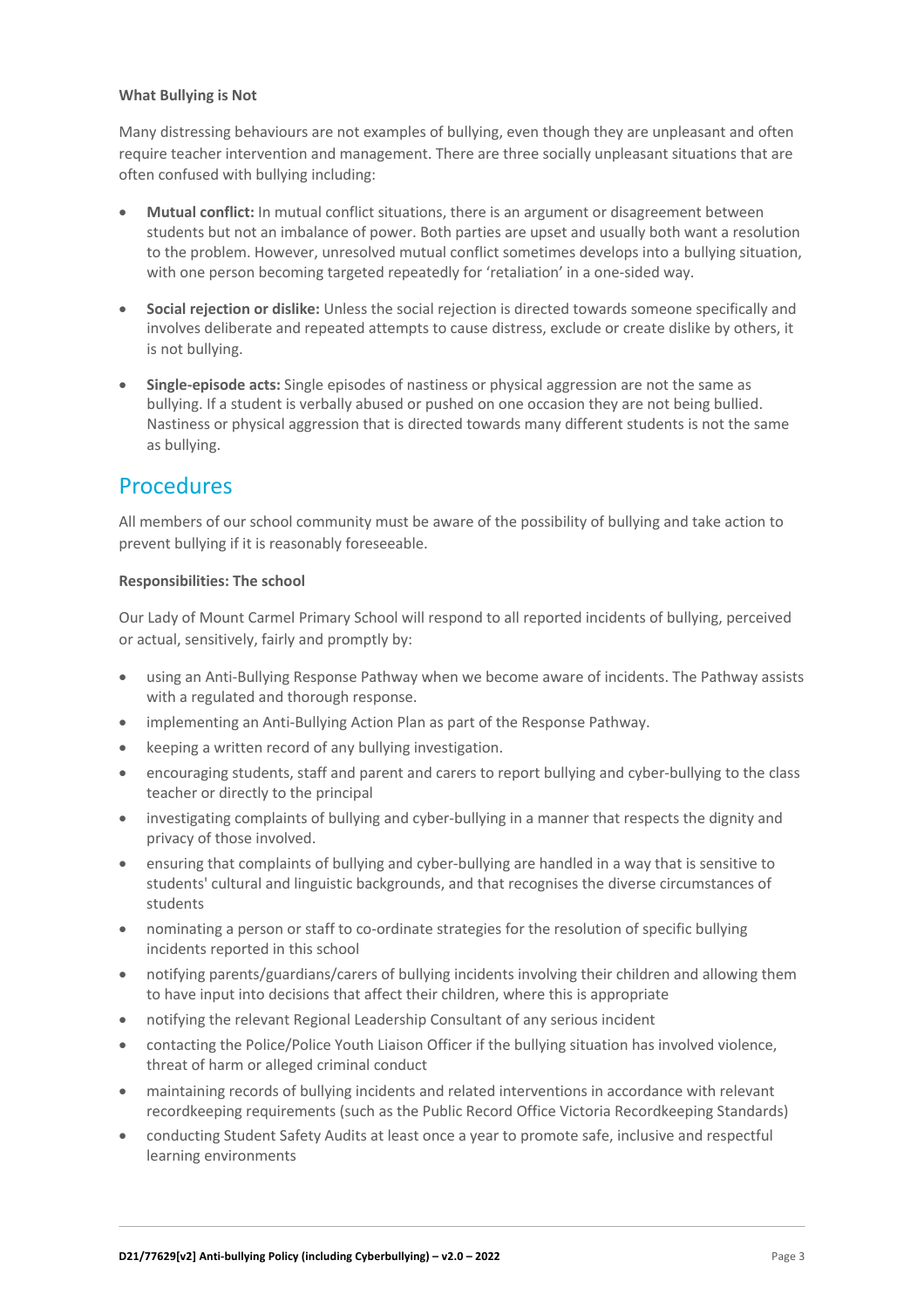**What Bullying is Not**

Many distressing behaviours are not examples of bullying, even though they are unpleasant and often require teacher intervention and management. There are three socially unpleasant situations that are often confused with bullying including:

- **Mutual conflict:** In mutual conflict situations, there is an argument or disagreement between students but not an imbalance of power. Both parties are upset and usually both want a resolution to the problem. However, unresolved mutual conflict sometimes develops into a bullying situation, with one person becoming targeted repeatedly for 'retaliation' in a one-sided way.
- **Social rejection or dislike:** Unless the social rejection is directed towards someone specifically and involves deliberate and repeated attempts to cause distress, exclude or create dislike by others, it is not bullying.
- **Single-episode acts:** Single episodes of nastiness or physical aggression are not the same as bullying. If a student is verbally abused or pushed on one occasion they are not being bullied. Nastiness or physical aggression that is directed towards many different students is not the same as bullying.

## Procedures

All members of our school community must be aware of the possibility of bullying and take action to prevent bullying if it is reasonably foreseeable.

**Responsibilities: The school**

Our Lady of Mount Carmel Primary School will respond to all reported incidents of bullying, perceived or actual, sensitively, fairly and promptly by:

- using an Anti-Bullying Response Pathway when we become aware of incidents. The Pathway assists with a regulated and thorough response.
- implementing an Anti-Bullying Action Plan as part of the Response Pathway.
- keeping a written record of any bullying investigation.
- encouraging students, staff and parent and carers to report bullying and cyber-bullying to the class teacher or directly to the principal
- investigating complaints of bullying and cyber-bullying in a manner that respects the dignity and privacy of those involved.
- ensuring that complaints of bullying and cyber-bullying are handled in a way that is sensitive to students' cultural and linguistic backgrounds, and that recognises the diverse circumstances of students
- nominating a person or staff to co-ordinate strategies for the resolution of specific bullying incidents reported in this school
- notifying parents/guardians/carers of bullying incidents involving their children and allowing them to have input into decisions that affect their children, where this is appropriate
- notifying the relevant Regional Leadership Consultant of any serious incident
- contacting the Police/Police Youth Liaison Officer if the bullying situation has involved violence, threat of harm or alleged criminal conduct
- maintaining records of bullying incidents and related interventions in accordance with relevant recordkeeping requirements (such as the Public Record Office Victoria Recordkeeping Standards)
- conducting Student Safety Audits at least once a year to promote safe, inclusive and respectful learning environments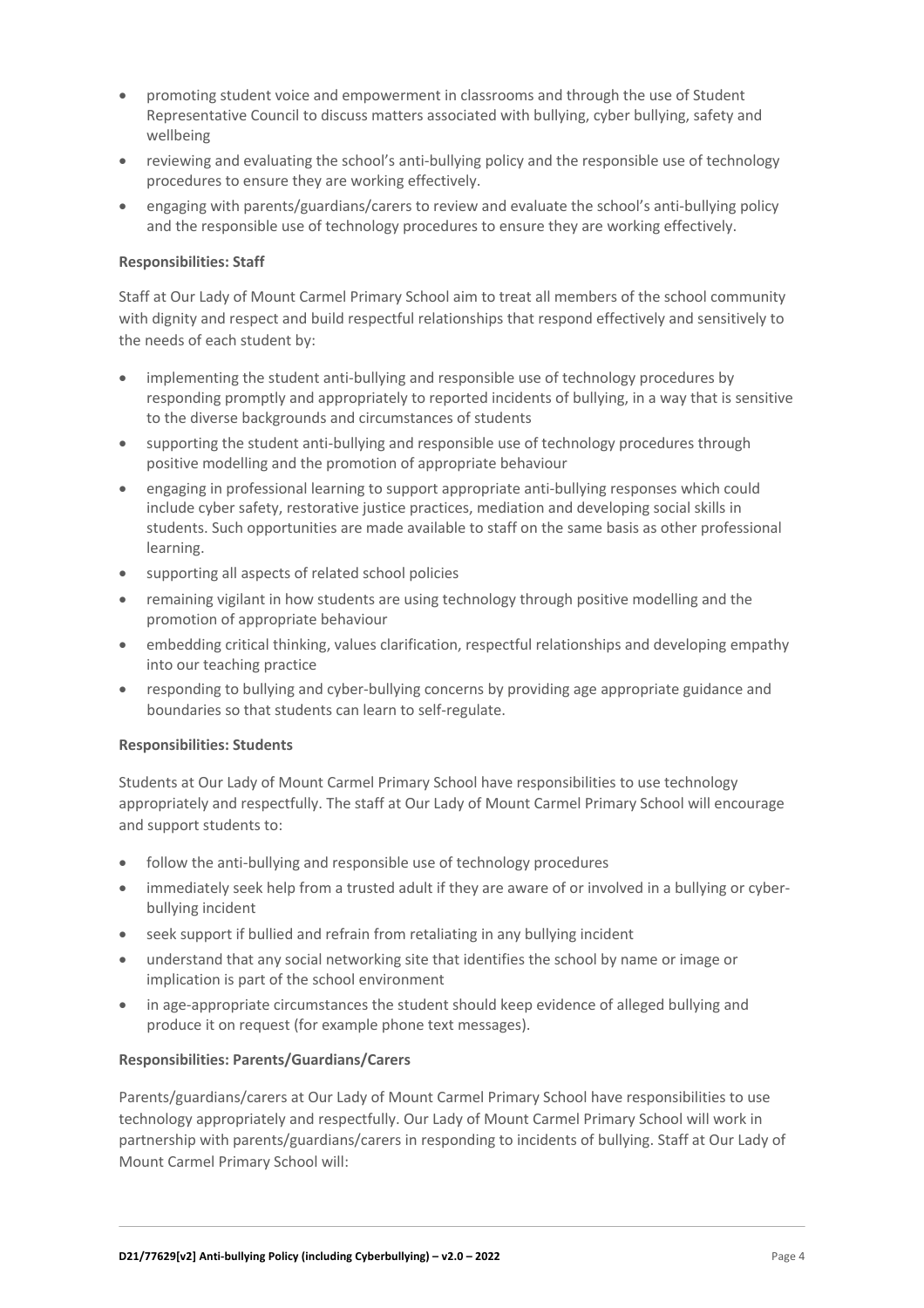- promoting student voice and empowerment in classrooms and through the use of Student Representative Council to discuss matters associated with bullying, cyber bullying, safety and wellbeing
- reviewing and evaluating the school's anti-bullying policy and the responsible use of technology procedures to ensure they are working effectively.
- engaging with parents/guardians/carers to review and evaluate the school's anti-bullying policy and the responsible use of technology procedures to ensure they are working effectively.

**Responsibilities: Staff**

Staff at Our Lady of Mount Carmel Primary School aim to treat all members of the school community with dignity and respect and build respectful relationships that respond effectively and sensitively to the needs of each student by:

- implementing the student anti-bullying and responsible use of technology procedures by responding promptly and appropriately to reported incidents of bullying, in a way that is sensitive to the diverse backgrounds and circumstances of students
- supporting the student anti-bullying and responsible use of technology procedures through positive modelling and the promotion of appropriate behaviour
- engaging in professional learning to support appropriate anti-bullying responses which could include cyber safety, restorative justice practices, mediation and developing social skills in students. Such opportunities are made available to staff on the same basis as other professional learning.
- supporting all aspects of related school policies
- remaining vigilant in how students are using technology through positive modelling and the promotion of appropriate behaviour
- embedding critical thinking, values clarification, respectful relationships and developing empathy into our teaching practice
- responding to bullying and cyber-bullying concerns by providing age appropriate guidance and boundaries so that students can learn to self-regulate.

**Responsibilities: Students**

Students at Our Lady of Mount Carmel Primary School have responsibilities to use technology appropriately and respectfully. The staff at Our Lady of Mount Carmel Primary School will encourage and support students to:

- follow the anti-bullying and responsible use of technology procedures
- immediately seek help from a trusted adult if they are aware of or involved in a bullying or cyber-bullying incident
- seek support if bullied and refrain from retaliating in any bullying incident
- understand that any social networking site that identifies the school by name or image or implication is part of the school environment
- in age-appropriate circumstances the student should keep evidence of alleged bullying and produce it on request (for example phone text messages).

**Responsibilities: Parents/Guardians/Carers**

Parents/guardians/carers at Our Lady of Mount Carmel Primary School have responsibilities to use technology appropriately and respectfully. Our Lady of Mount Carmel Primary School will work in partnership with parents/guardians/carers in responding to incidents of bullying. Staff at Our Lady of Mount Carmel Primary School will: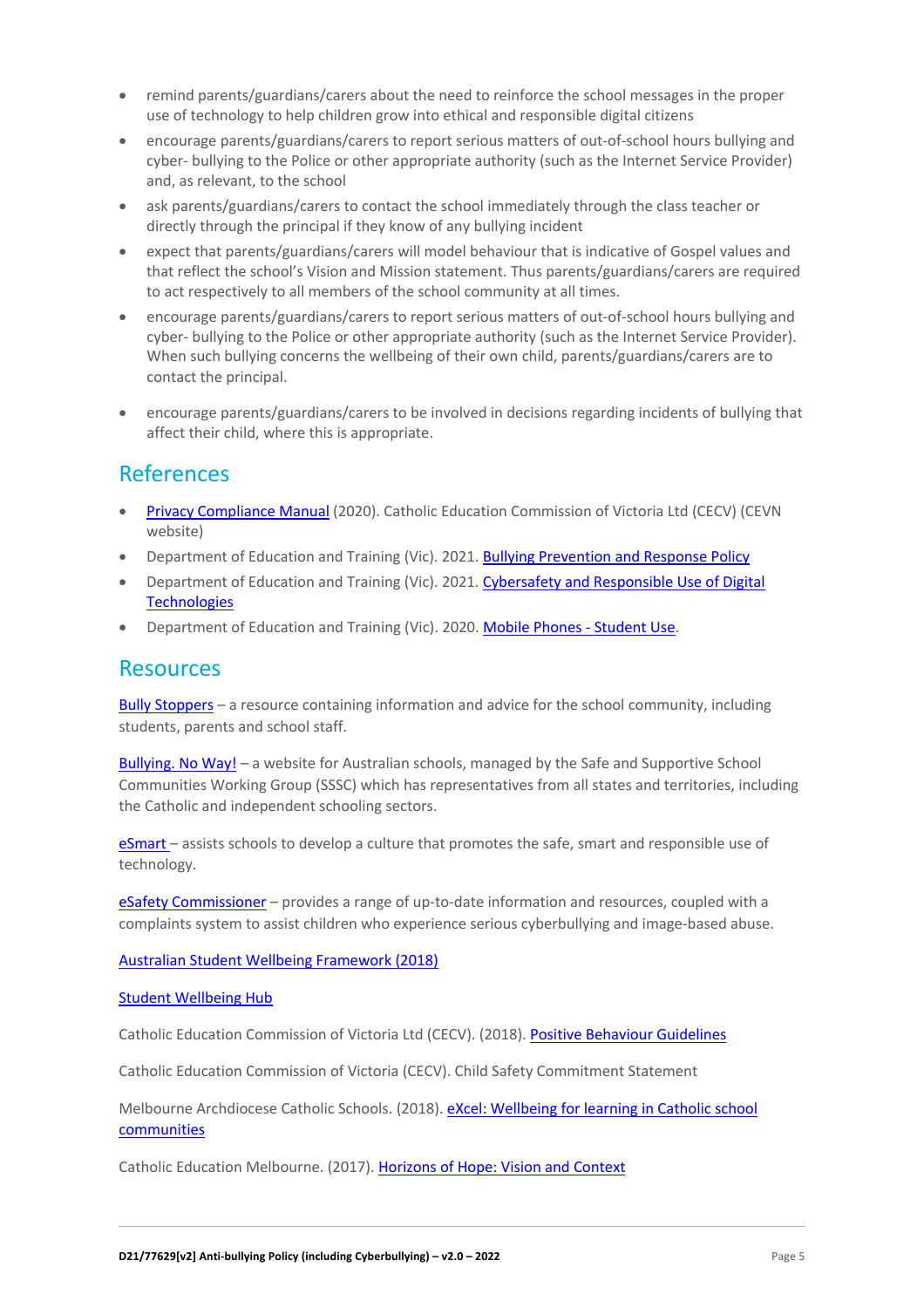- remind parents/guardians/carers about the need to reinforce the school messages in the proper use of technology to help children grow into ethical and responsible digital citizens
- encourage parents/guardians/carers to report serious matters of out-of-school hours bullying and cyber- bullying to the Police or other appropriate authority (such as the Internet Service Provider) and, as relevant, to the school
- ask parents/guardians/carers to contact the school immediately through the class teacher or directly through the principal if they know of any bullying incident
- expect that parents/guardians/carers will model behaviour that is indicative of Gospel values and that reflect the school's Vision and Mission statement. Thus parents/guardians/carers are required to act respectively to all members of the school community at all times.
- encourage parents/guardians/carers to report serious matters of out-of-school hours bullying and cyber- bullying to the Police or other appropriate authority (such as the Internet Service Provider). When such bullying concerns the wellbeing of their own child, parents/guardians/carers are to contact the principal.
- encourage parents/guardians/carers to be involved in decisions regarding incidents of bullying that affect their child, where this is appropriate.

## References

- Privacy Compliance Manual (2020). Catholic Education Commission of Victoria Ltd (CECV) (CEVN website)
- Department of Education and Training (Vic). 2021. Bullying Prevention and Response Policy
- Department of Education and Training (Vic). 2021. Cybersafety and Responsible Use of Digital Technologies
- Department of Education and Training (Vic). 2020. Mobile Phones - Student Use.

## Resources

Bully Stoppers – a resource containing information and advice for the school community, including students, parents and school staff.

Bullying. No Way! – a website for Australian schools, managed by the Safe and Supportive School Communities Working Group (SSSC) which has representatives from all states and territories, including the Catholic and independent schooling sectors.

eSmart – assists schools to develop a culture that promotes the safe, smart and responsible use of technology.

eSafety Commissioner – provides a range of up-to-date information and resources, coupled with a complaints system to assist children who experience serious cyberbullying and image-based abuse.

Australian Student Wellbeing Framework (2018)

Student Wellbeing Hub

Catholic Education Commission of Victoria Ltd (CECV). (2018). Positive Behaviour Guidelines

Catholic Education Commission of Victoria (CECV). Child Safety Commitment Statement

Melbourne Archdiocese Catholic Schools. (2018). eXcel: Wellbeing for learning in Catholic school communities

Catholic Education Melbourne. (2017). Horizons of Hope: Vision and Context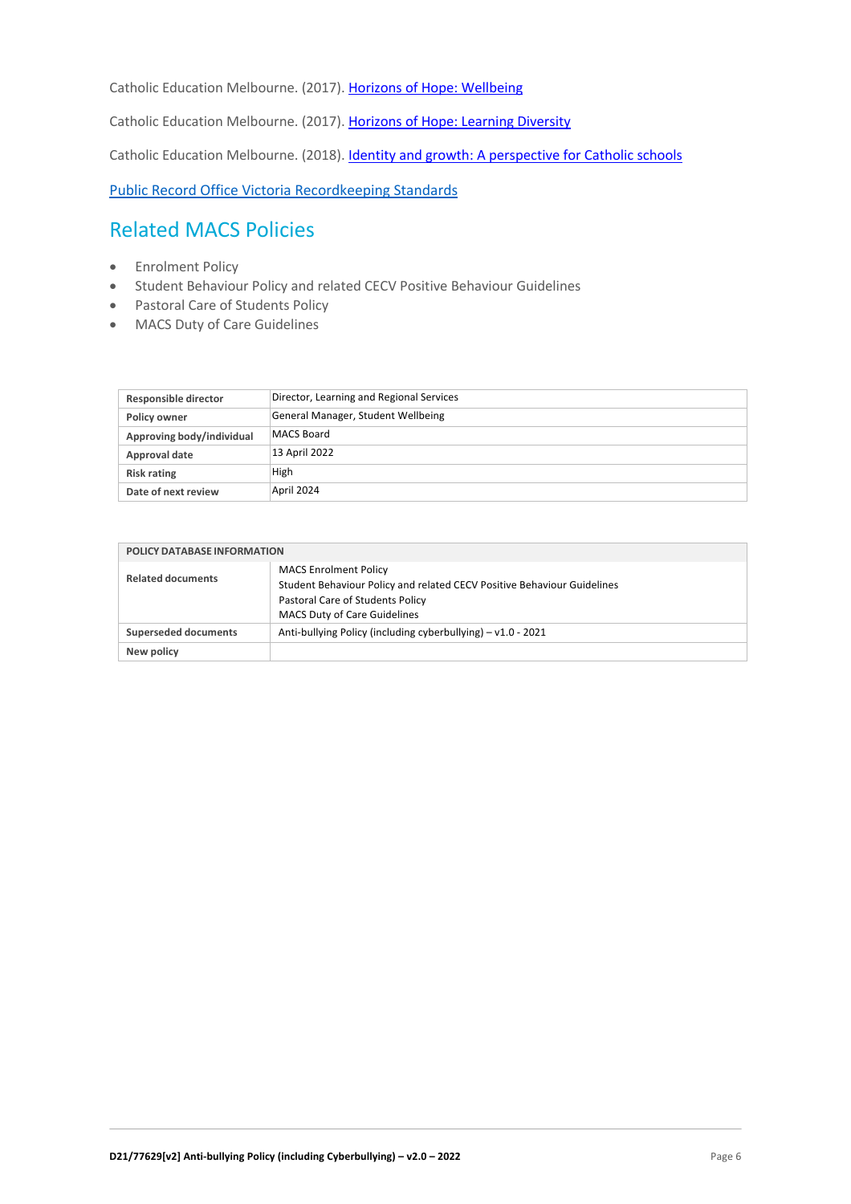Catholic Education Melbourne. (2017). Horizons of Hope: Wellbeing

Catholic Education Melbourne. (2017). Horizons of Hope: Learning Diversity

Catholic Education Melbourne. (2018). Identity and growth: A perspective for Catholic schools

Public Record Office Victoria Recordkeeping Standards

## Related MACS Policies

- Enrolment Policy
- Student Behaviour Policy and related CECV Positive Behaviour Guidelines
- Pastoral Care of Students Policy
- MACS Duty of Care Guidelines

| | |
|---|---|
| **Responsible director** | Director, Learning and Regional Services |
| **Policy owner** | General Manager, Student Wellbeing |
| **Approving body/individual** | MACS Board |
| **Approval date** | 13 April 2022 |
| **Risk rating** | High |
| **Date of next review** | April 2024 |

| **POLICY DATABASE INFORMATION** | |
|---|---|
| **Related documents** | MACS Enrolment Policy<br>Student Behaviour Policy and related CECV Positive Behaviour Guidelines<br>Pastoral Care of Students Policy<br>MACS Duty of Care Guidelines |
| **Superseded documents** | Anti-bullying Policy (including cyberbullying) – v1.0 - 2021 |
| **New policy** | |